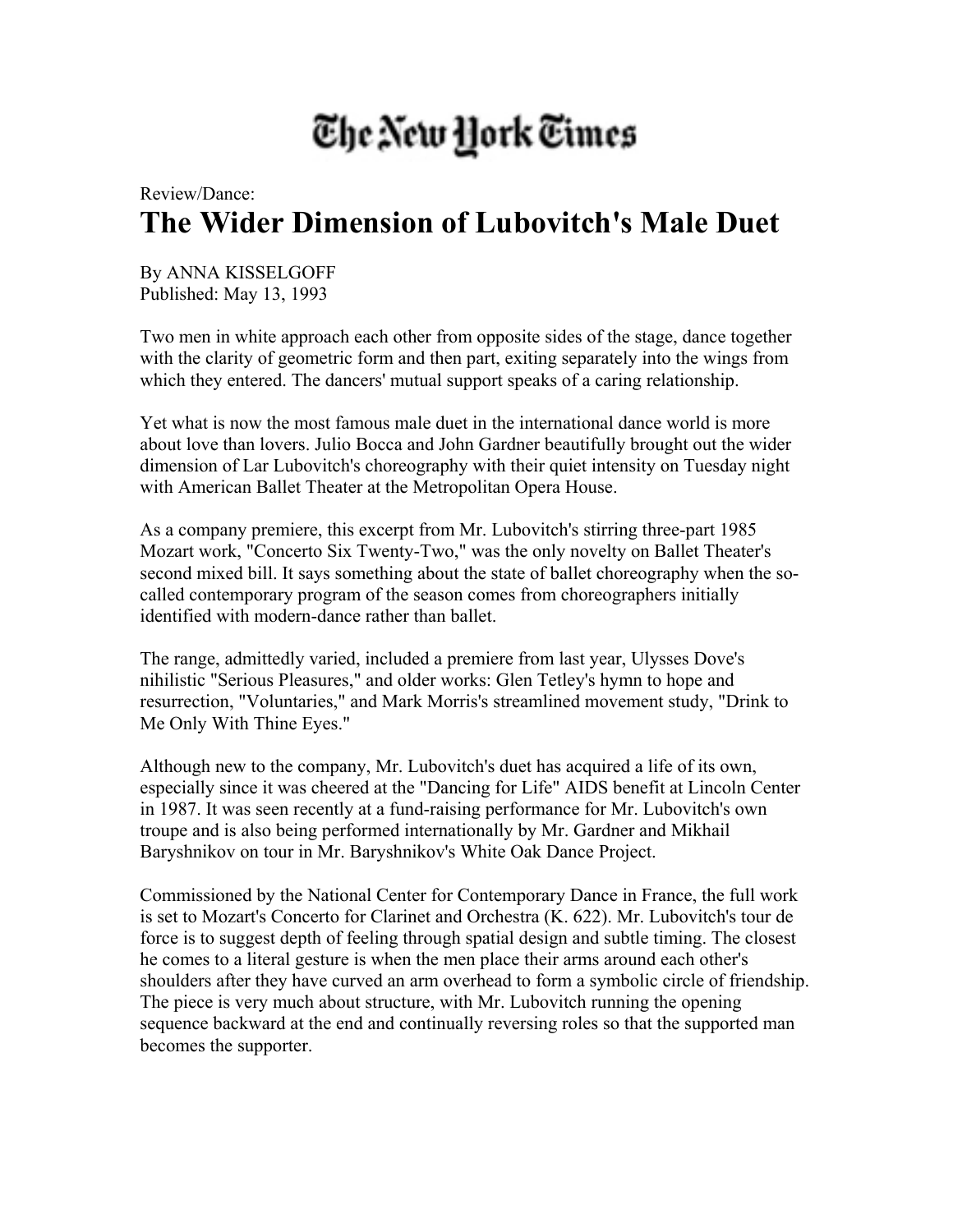The New York Times

Review/Dance:

# The Wider Dimension of Lubovitch's Male Duet

By ANNA KISSELGOFF
Published: May 13, 1993

Two men in white approach each other from opposite sides of the stage, dance together with the clarity of geometric form and then part, exiting separately into the wings from which they entered. The dancers' mutual support speaks of a caring relationship.

Yet what is now the most famous male duet in the international dance world is more about love than lovers. Julio Bocca and John Gardner beautifully brought out the wider dimension of Lar Lubovitch's choreography with their quiet intensity on Tuesday night with American Ballet Theater at the Metropolitan Opera House.

As a company premiere, this excerpt from Mr. Lubovitch's stirring three-part 1985 Mozart work, "Concerto Six Twenty-Two," was the only novelty on Ballet Theater's second mixed bill. It says something about the state of ballet choreography when the so-called contemporary program of the season comes from choreographers initially identified with modern-dance rather than ballet.

The range, admittedly varied, included a premiere from last year, Ulysses Dove's nihilistic "Serious Pleasures," and older works: Glen Tetley's hymn to hope and resurrection, "Voluntaries," and Mark Morris's streamlined movement study, "Drink to Me Only With Thine Eyes."

Although new to the company, Mr. Lubovitch's duet has acquired a life of its own, especially since it was cheered at the "Dancing for Life" AIDS benefit at Lincoln Center in 1987. It was seen recently at a fund-raising performance for Mr. Lubovitch's own troupe and is also being performed internationally by Mr. Gardner and Mikhail Baryshnikov on tour in Mr. Baryshnikov's White Oak Dance Project.

Commissioned by the National Center for Contemporary Dance in France, the full work is set to Mozart's Concerto for Clarinet and Orchestra (K. 622). Mr. Lubovitch's tour de force is to suggest depth of feeling through spatial design and subtle timing. The closest he comes to a literal gesture is when the men place their arms around each other's shoulders after they have curved an arm overhead to form a symbolic circle of friendship. The piece is very much about structure, with Mr. Lubovitch running the opening sequence backward at the end and continually reversing roles so that the supported man becomes the supporter.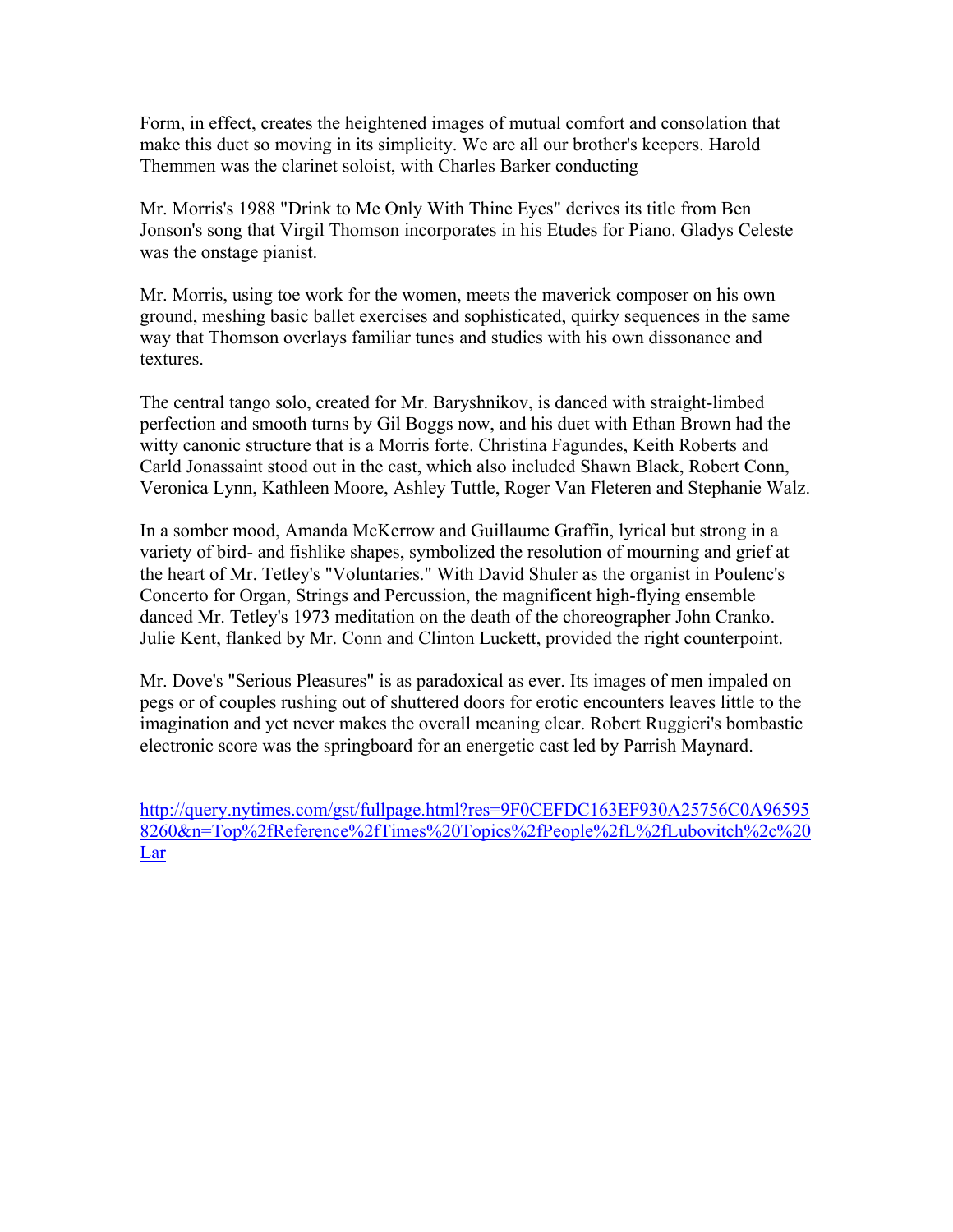Form, in effect, creates the heightened images of mutual comfort and consolation that make this duet so moving in its simplicity. We are all our brother's keepers. Harold Themmen was the clarinet soloist, with Charles Barker conducting

Mr. Morris's 1988 "Drink to Me Only With Thine Eyes" derives its title from Ben Jonson's song that Virgil Thomson incorporates in his Etudes for Piano. Gladys Celeste was the onstage pianist.

Mr. Morris, using toe work for the women, meets the maverick composer on his own ground, meshing basic ballet exercises and sophisticated, quirky sequences in the same way that Thomson overlays familiar tunes and studies with his own dissonance and textures.

The central tango solo, created for Mr. Baryshnikov, is danced with straight-limbed perfection and smooth turns by Gil Boggs now, and his duet with Ethan Brown had the witty canonic structure that is a Morris forte. Christina Fagundes, Keith Roberts and Carld Jonassaint stood out in the cast, which also included Shawn Black, Robert Conn, Veronica Lynn, Kathleen Moore, Ashley Tuttle, Roger Van Fleteren and Stephanie Walz.

In a somber mood, Amanda McKerrow and Guillaume Graffin, lyrical but strong in a variety of bird- and fishlike shapes, symbolized the resolution of mourning and grief at the heart of Mr. Tetley's "Voluntaries." With David Shuler as the organist in Poulenc's Concerto for Organ, Strings and Percussion, the magnificent high-flying ensemble danced Mr. Tetley's 1973 meditation on the death of the choreographer John Cranko. Julie Kent, flanked by Mr. Conn and Clinton Luckett, provided the right counterpoint.

Mr. Dove's "Serious Pleasures" is as paradoxical as ever. Its images of men impaled on pegs or of couples rushing out of shuttered doors for erotic encounters leaves little to the imagination and yet never makes the overall meaning clear. Robert Ruggieri's bombastic electronic score was the springboard for an energetic cast led by Parrish Maynard.

http://query.nytimes.com/gst/fullpage.html?res=9F0CEFDC163EF930A25756C0A965958260&n=Top%2fReference%2fTimes%20Topics%2fPeople%2fL%2fLubovitch%2c%20Lar